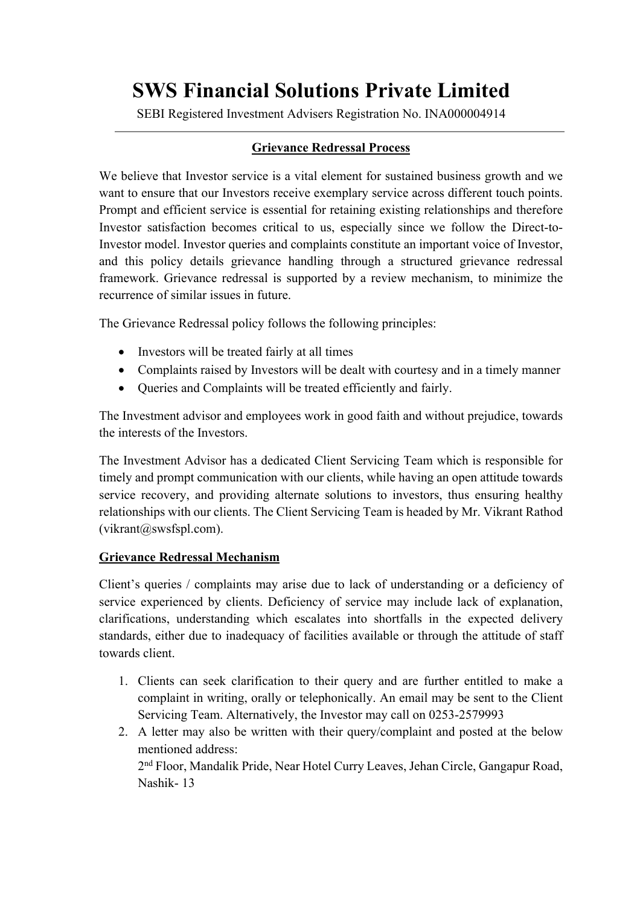# SWS Financial Solutions Private Limited

SEBI Registered Investment Advisers Registration No. INA000004914

---

## Grievance Redressal Process

We believe that Investor service is a vital element for sustained business growth and we want to ensure that our Investors receive exemplary service across different touch points. Prompt and efficient service is essential for retaining existing relationships and therefore Investor satisfaction becomes critical to us, especially since we follow the Direct-to-Investor model. Investor queries and complaints constitute an important voice of Investor, and this policy details grievance handling through a structured grievance redressal framework. Grievance redressal is supported by a review mechanism, to minimize the recurrence of similar issues in future.

The Grievance Redressal policy follows the following principles:

- Investors will be treated fairly at all times
- Complaints raised by Investors will be dealt with courtesy and in a timely manner
- Queries and Complaints will be treated efficiently and fairly.

The Investment advisor and employees work in good faith and without prejudice, towards the interests of the Investors.

The Investment Advisor has a dedicated Client Servicing Team which is responsible for timely and prompt communication with our clients, while having an open attitude towards service recovery, and providing alternate solutions to investors, thus ensuring healthy relationships with our clients. The Client Servicing Team is headed by Mr. Vikrant Rathod (vikrant@swsfspl.com).

## Grievance Redressal Mechanism

Client's queries / complaints may arise due to lack of understanding or a deficiency of service experienced by clients. Deficiency of service may include lack of explanation, clarifications, understanding which escalates into shortfalls in the expected delivery standards, either due to inadequacy of facilities available or through the attitude of staff towards client.

1. Clients can seek clarification to their query and are further entitled to make a complaint in writing, orally or telephonically. An email may be sent to the Client Servicing Team. Alternatively, the Investor may call on 0253-2579993
2. A letter may also be written with their query/complaint and posted at the below mentioned address:
   2nd Floor, Mandalik Pride, Near Hotel Curry Leaves, Jehan Circle, Gangapur Road, Nashik- 13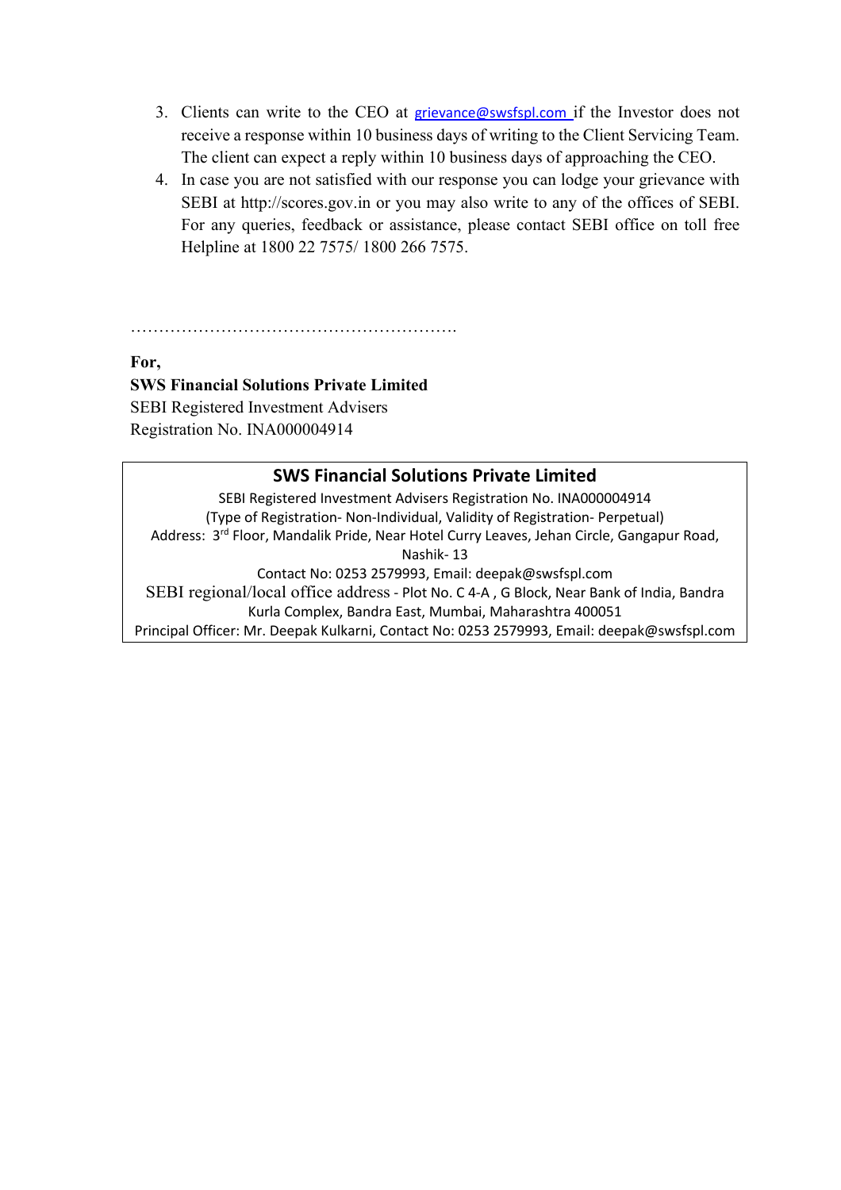3. Clients can write to the CEO at grievance@swsfspl.com if the Investor does not receive a response within 10 business days of writing to the Client Servicing Team. The client can expect a reply within 10 business days of approaching the CEO.
4. In case you are not satisfied with our response you can lodge your grievance with SEBI at http://scores.gov.in or you may also write to any of the offices of SEBI. For any queries, feedback or assistance, please contact SEBI office on toll free Helpline at 1800 22 7575/ 1800 266 7575.

…………………………………………………

**For,**

**SWS Financial Solutions Private Limited**

SEBI Registered Investment Advisers

Registration No. INA000004914

**SWS Financial Solutions Private Limited**

SEBI Registered Investment Advisers Registration No. INA000004914

(Type of Registration- Non-Individual, Validity of Registration- Perpetual)

Address: 3rd Floor, Mandalik Pride, Near Hotel Curry Leaves, Jehan Circle, Gangapur Road, Nashik- 13

Contact No: 0253 2579993, Email: deepak@swsfspl.com

SEBI regional/local office address - Plot No. C 4-A , G Block, Near Bank of India, Bandra Kurla Complex, Bandra East, Mumbai, Maharashtra 400051

Principal Officer: Mr. Deepak Kulkarni, Contact No: 0253 2579993, Email: deepak@swsfspl.com